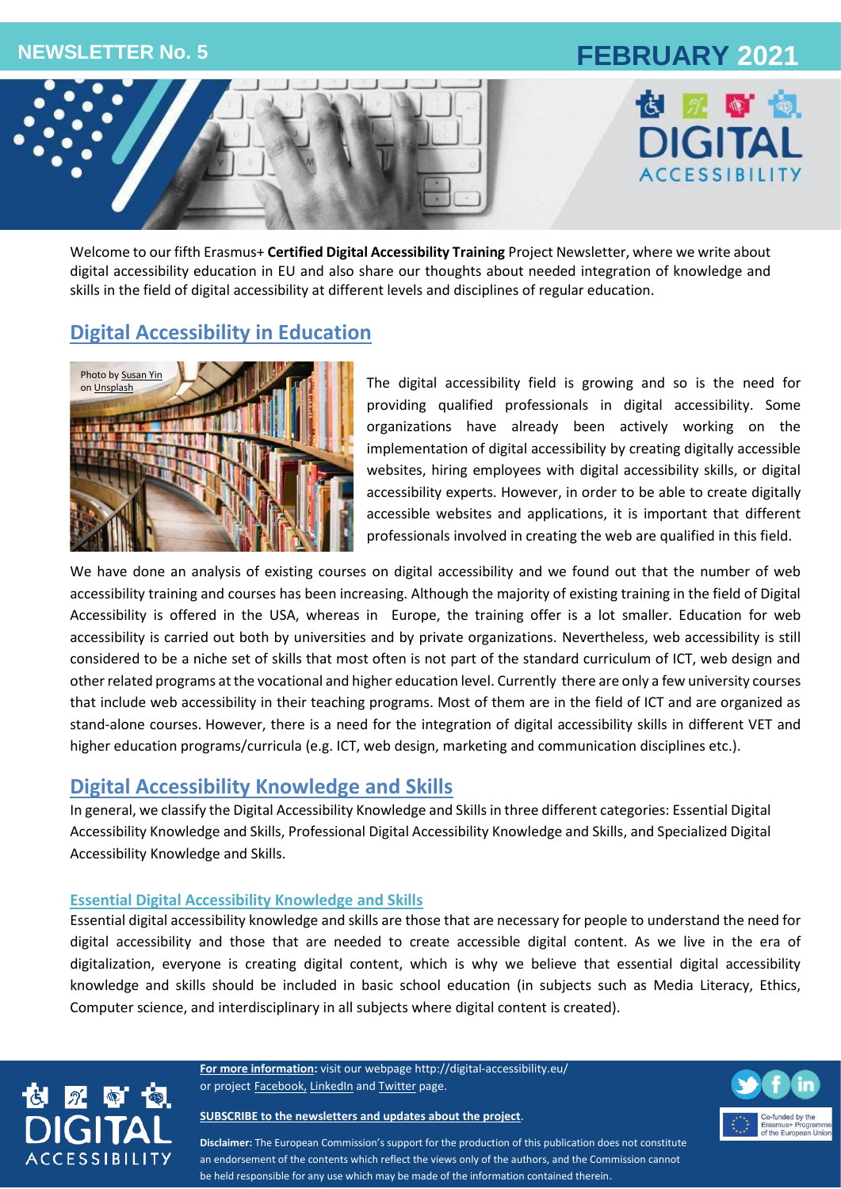# NEWSLETTER No. 5

# FEBRUARY 2021

DIGITAL ACCESSIBILITY

Welcome to our fifth Erasmus+ **Certified Digital Accessibility Training** Project Newsletter, where we write about digital accessibility education in EU and also share our thoughts about needed integration of knowledge and skills in the field of digital accessibility at different levels and disciplines of regular education.

## Digital Accessibility in Education

Photo by Susan Yin on Unsplash

The digital accessibility field is growing and so is the need for providing qualified professionals in digital accessibility. Some organizations have already been actively working on the implementation of digital accessibility by creating digitally accessible websites, hiring employees with digital accessibility skills, or digital accessibility experts. However, in order to be able to create digitally accessible websites and applications, it is important that different professionals involved in creating the web are qualified in this field.

We have done an analysis of existing courses on digital accessibility and we found out that the number of web accessibility training and courses has been increasing. Although the majority of existing training in the field of Digital Accessibility is offered in the USA, whereas in Europe, the training offer is a lot smaller. Education for web accessibility is carried out both by universities and by private organizations. Nevertheless, web accessibility is still considered to be a niche set of skills that most often is not part of the standard curriculum of ICT, web design and other related programs at the vocational and higher education level. Currently there are only a few university courses that include web accessibility in their teaching programs. Most of them are in the field of ICT and are organized as stand-alone courses. However, there is a need for the integration of digital accessibility skills in different VET and higher education programs/curricula (e.g. ICT, web design, marketing and communication disciplines etc.).

## Digital Accessibility Knowledge and Skills

In general, we classify the Digital Accessibility Knowledge and Skills in three different categories: Essential Digital Accessibility Knowledge and Skills, Professional Digital Accessibility Knowledge and Skills, and Specialized Digital Accessibility Knowledge and Skills.

### Essential Digital Accessibility Knowledge and Skills

Essential digital accessibility knowledge and skills are those that are necessary for people to understand the need for digital accessibility and those that are needed to create accessible digital content. As we live in the era of digitalization, everyone is creating digital content, which is why we believe that essential digital accessibility knowledge and skills should be included in basic school education (in subjects such as Media Literacy, Ethics, Computer science, and interdisciplinary in all subjects where digital content is created).

**For more information:** visit our webpage http://digital-accessibility.eu/ or project Facebook, LinkedIn and Twitter page.

**SUBSCRIBE to the newsletters and updates about the project**.

**Disclaimer:** The European Commission's support for the production of this publication does not constitute an endorsement of the contents which reflect the views only of the authors, and the Commission cannot be held responsible for any use which may be made of the information contained therein.

Co-funded by the Erasmus+ Programme of the European Union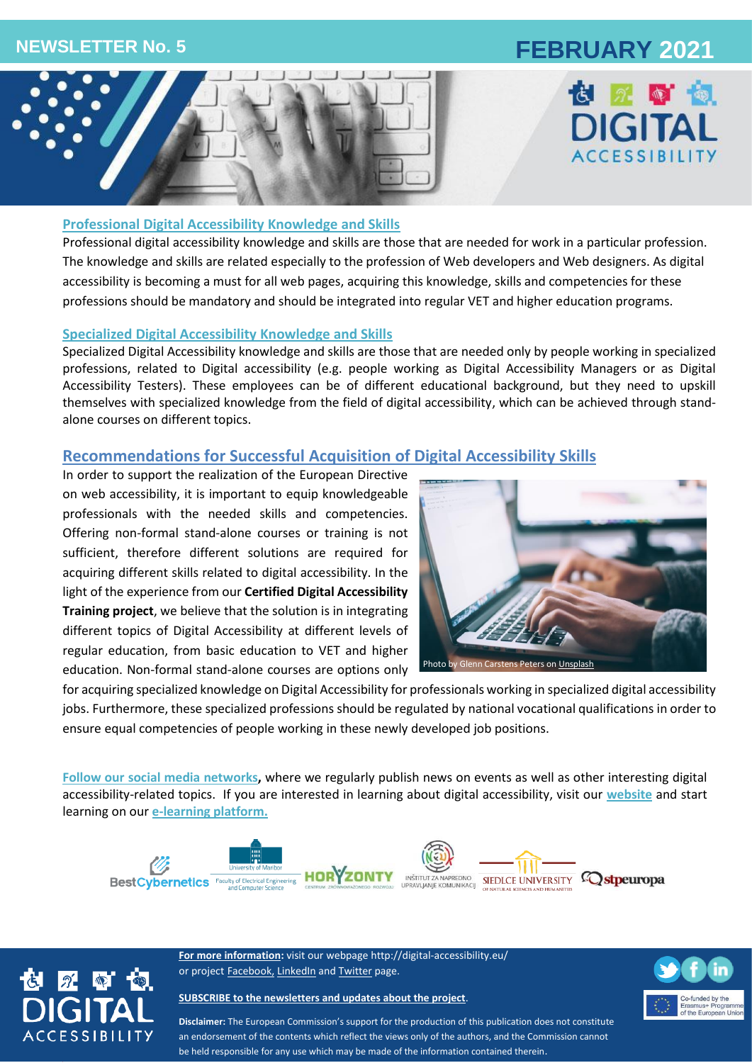NEWSLETTER No. 5

FEBRUARY 2021

## Professional Digital Accessibility Knowledge and Skills

Professional digital accessibility knowledge and skills are those that are needed for work in a particular profession. The knowledge and skills are related especially to the profession of Web developers and Web designers. As digital accessibility is becoming a must for all web pages, acquiring this knowledge, skills and competencies for these professions should be mandatory and should be integrated into regular VET and higher education programs.

## Specialized Digital Accessibility Knowledge and Skills

Specialized Digital Accessibility knowledge and skills are those that are needed only by people working in specialized professions, related to Digital accessibility (e.g. people working as Digital Accessibility Managers or as Digital Accessibility Testers). These employees can be of different educational background, but they need to upskill themselves with specialized knowledge from the field of digital accessibility, which can be achieved through stand-alone courses on different topics.

## Recommendations for Successful Acquisition of Digital Accessibility Skills

In order to support the realization of the European Directive on web accessibility, it is important to equip knowledgeable professionals with the needed skills and competencies. Offering non-formal stand-alone courses or training is not sufficient, therefore different solutions are required for acquiring different skills related to digital accessibility. In the light of the experience from our **Certified Digital Accessibility Training project**, we believe that the solution is in integrating different topics of Digital Accessibility at different levels of regular education, from basic education to VET and higher education. Non-formal stand-alone courses are options only for acquiring specialized knowledge on Digital Accessibility for professionals working in specialized digital accessibility jobs. Furthermore, these specialized professions should be regulated by national vocational qualifications in order to ensure equal competencies of people working in these newly developed job positions.

Photo by Glenn Carstens Peters on Unsplash

**Follow our social media networks**, where we regularly publish news on events as well as other interesting digital accessibility-related topics. If you are interested in learning about digital accessibility, visit our **website** and start learning on our **e-learning platform.**

**For more information:** visit our webpage http://digital-accessibility.eu/ or project Facebook, LinkedIn and Twitter page.

**SUBSCRIBE to the newsletters and updates about the project**.

**Disclaimer:** The European Commission's support for the production of this publication does not constitute an endorsement of the contents which reflect the views only of the authors, and the Commission cannot be held responsible for any use which may be made of the information contained therein.

Co-funded by the Erasmus+ Programme of the European Union